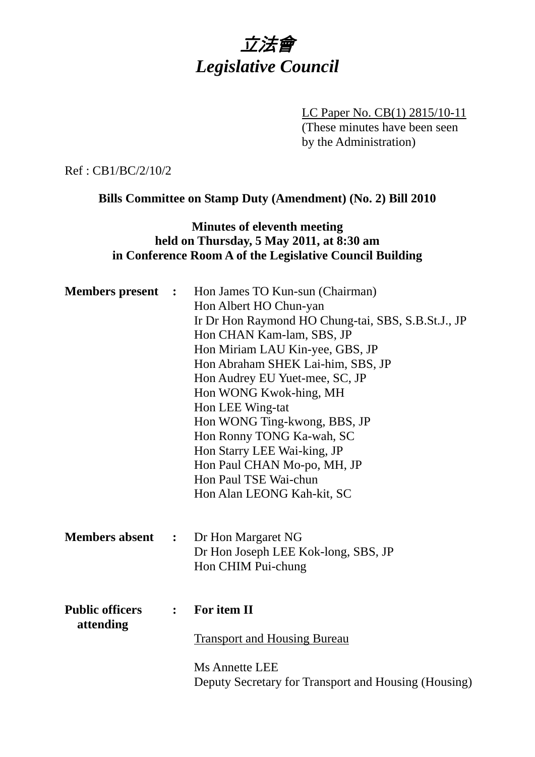# *立法會*
# *Legislative Council*

LC Paper No. CB(1) 2815/10-11
(These minutes have been seen by the Administration)

Ref : CB1/BC/2/10/2

**Bills Committee on Stamp Duty (Amendment) (No. 2) Bill 2010**

**Minutes of eleventh meeting**
**held on Thursday, 5 May 2011, at 8:30 am**
**in Conference Room A of the Legislative Council Building**

**Members present :**

Hon James TO Kun-sun (Chairman)
Hon Albert HO Chun-yan
Ir Dr Hon Raymond HO Chung-tai, SBS, S.B.St.J., JP
Hon CHAN Kam-lam, SBS, JP
Hon Miriam LAU Kin-yee, GBS, JP
Hon Abraham SHEK Lai-him, SBS, JP
Hon Audrey EU Yuet-mee, SC, JP
Hon WONG Kwok-hing, MH
Hon LEE Wing-tat
Hon WONG Ting-kwong, BBS, JP
Hon Ronny TONG Ka-wah, SC
Hon Starry LEE Wai-king, JP
Hon Paul CHAN Mo-po, MH, JP
Hon Paul TSE Wai-chun
Hon Alan LEONG Kah-kit, SC

**Members absent :**

Dr Hon Margaret NG
Dr Hon Joseph LEE Kok-long, SBS, JP
Hon CHIM Pui-chung

**Public officers attending :**

**For item II**

Transport and Housing Bureau

Ms Annette LEE
Deputy Secretary for Transport and Housing (Housing)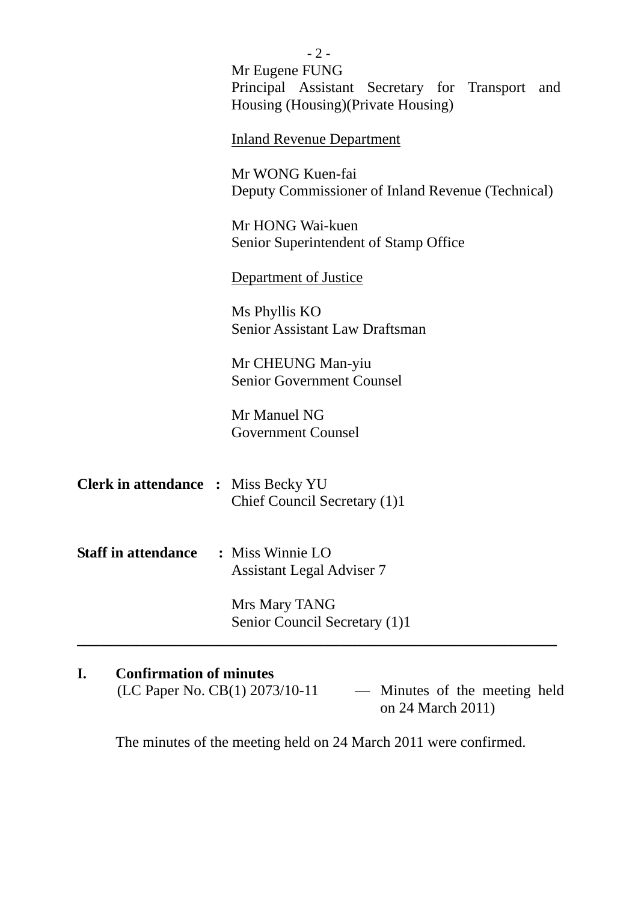Mr Eugene FUNG
Principal Assistant Secretary for Transport and Housing (Housing)(Private Housing)

Inland Revenue Department

Mr WONG Kuen-fai
Deputy Commissioner of Inland Revenue (Technical)

Mr HONG Wai-kuen
Senior Superintendent of Stamp Office

Department of Justice

Ms Phyllis KO
Senior Assistant Law Draftsman

Mr CHEUNG Man-yiu
Senior Government Counsel

Mr Manuel NG
Government Counsel

**Clerk in attendance :** Miss Becky YU
Chief Council Secretary (1)1

**Staff in attendance :** Miss Winnie LO
Assistant Legal Adviser 7

Mrs Mary TANG
Senior Council Secretary (1)1

---

## I. Confirmation of minutes

(LC Paper No. CB(1) 2073/10-11 — Minutes of the meeting held on 24 March 2011)

The minutes of the meeting held on 24 March 2011 were confirmed.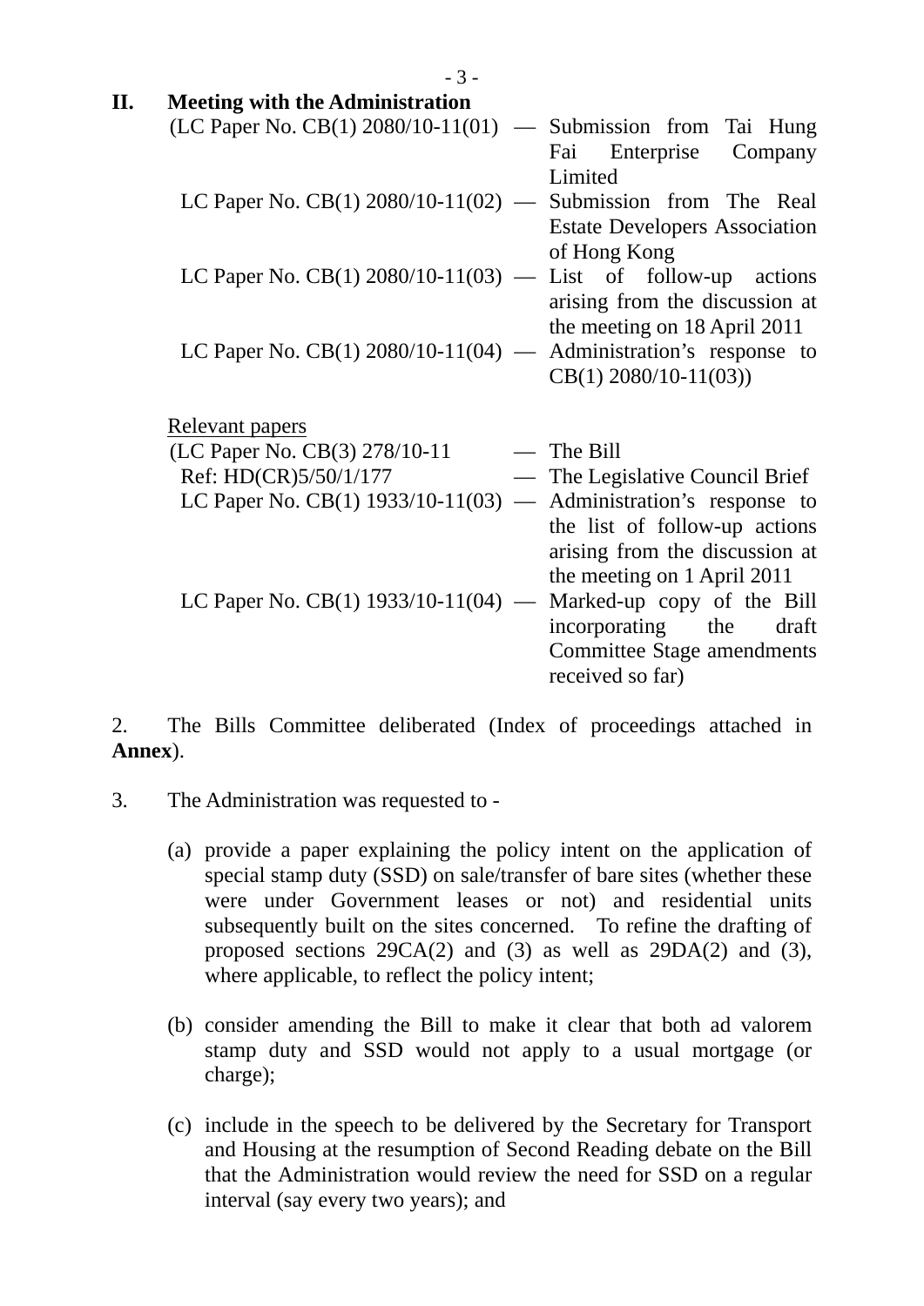## II. Meeting with the Administration

(LC Paper No. CB(1) 2080/10-11(01) — Submission from Tai Hung Fai Enterprise Company Limited

LC Paper No. CB(1) 2080/10-11(02) — Submission from The Real Estate Developers Association of Hong Kong

LC Paper No. CB(1) 2080/10-11(03) — List of follow-up actions arising from the discussion at the meeting on 18 April 2011

LC Paper No. CB(1) 2080/10-11(04) — Administration's response to CB(1) 2080/10-11(03))

Relevant papers

(LC Paper No. CB(3) 278/10-11 — The Bill

Ref: HD(CR)5/50/1/177 — The Legislative Council Brief

LC Paper No. CB(1) 1933/10-11(03) — Administration's response to the list of follow-up actions arising from the discussion at the meeting on 1 April 2011

LC Paper No. CB(1) 1933/10-11(04) — Marked-up copy of the Bill incorporating the draft Committee Stage amendments received so far)

2. The Bills Committee deliberated (Index of proceedings attached in **Annex**).

3. The Administration was requested to -

(a) provide a paper explaining the policy intent on the application of special stamp duty (SSD) on sale/transfer of bare sites (whether these were under Government leases or not) and residential units subsequently built on the sites concerned. To refine the drafting of proposed sections 29CA(2) and (3) as well as 29DA(2) and (3), where applicable, to reflect the policy intent;

(b) consider amending the Bill to make it clear that both ad valorem stamp duty and SSD would not apply to a usual mortgage (or charge);

(c) include in the speech to be delivered by the Secretary for Transport and Housing at the resumption of Second Reading debate on the Bill that the Administration would review the need for SSD on a regular interval (say every two years); and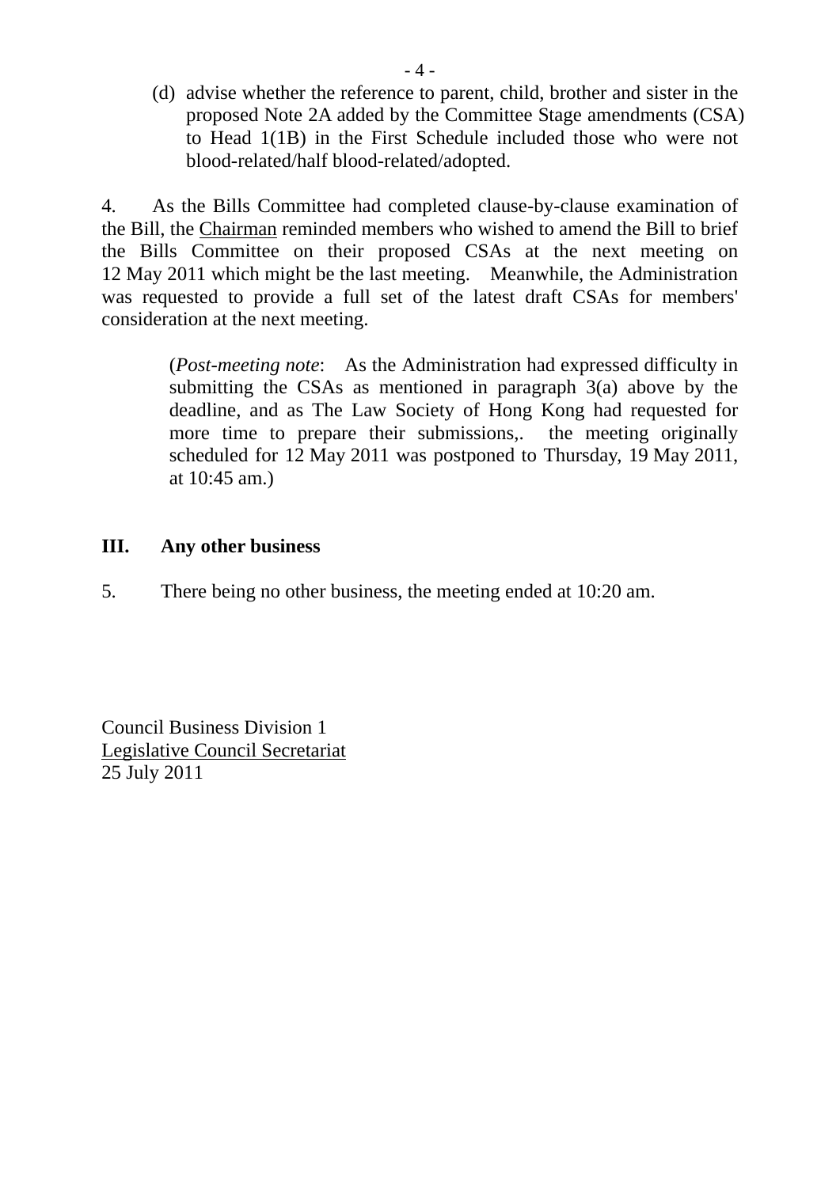(d) advise whether the reference to parent, child, brother and sister in the proposed Note 2A added by the Committee Stage amendments (CSA) to Head 1(1B) in the First Schedule included those who were not blood-related/half blood-related/adopted.

4. As the Bills Committee had completed clause-by-clause examination of the Bill, the Chairman reminded members who wished to amend the Bill to brief the Bills Committee on their proposed CSAs at the next meeting on 12 May 2011 which might be the last meeting. Meanwhile, the Administration was requested to provide a full set of the latest draft CSAs for members' consideration at the next meeting.

> (*Post-meeting note*: As the Administration had expressed difficulty in submitting the CSAs as mentioned in paragraph 3(a) above by the deadline, and as The Law Society of Hong Kong had requested for more time to prepare their submissions,. the meeting originally scheduled for 12 May 2011 was postponed to Thursday, 19 May 2011, at 10:45 am.)

## III. Any other business

5. There being no other business, the meeting ended at 10:20 am.

Council Business Division 1
Legislative Council Secretariat
25 July 2011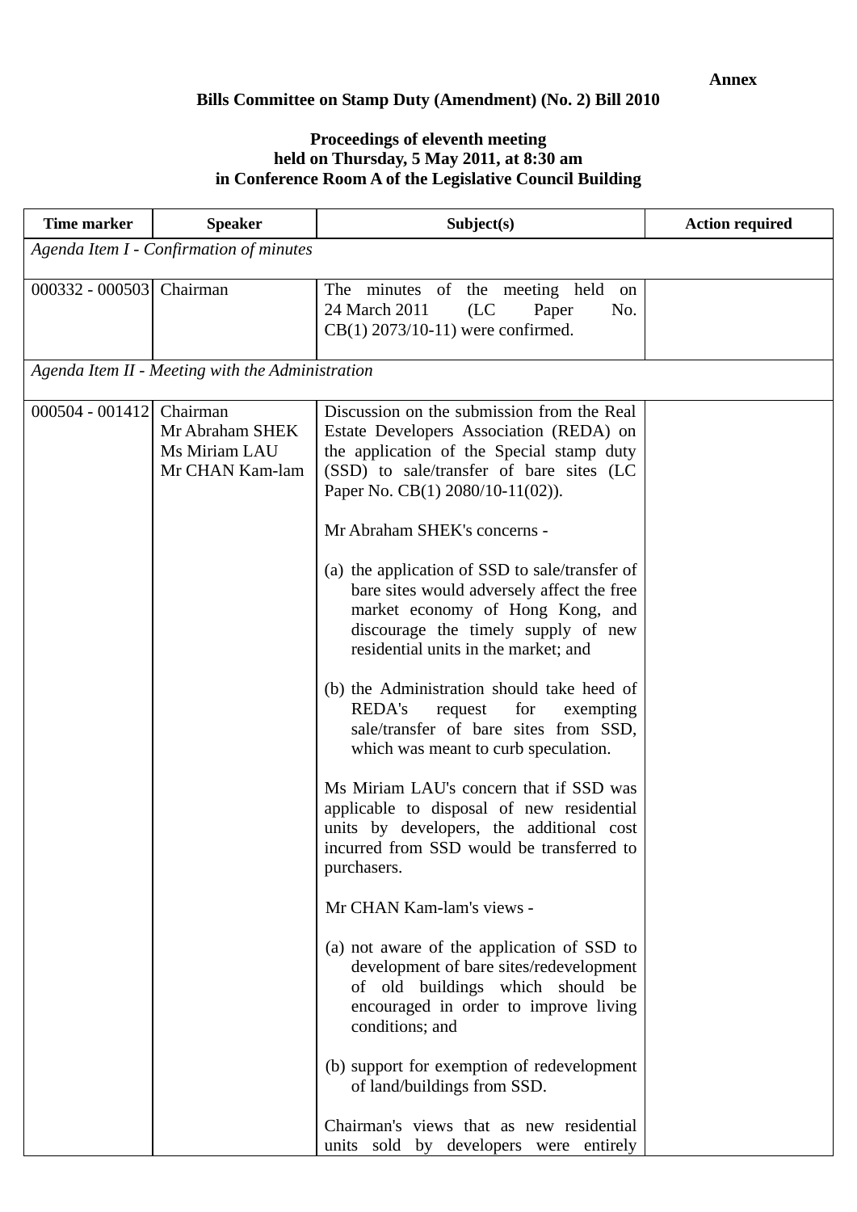**Annex**

**Bills Committee on Stamp Duty (Amendment) (No. 2) Bill 2010**

**Proceedings of eleventh meeting held on Thursday, 5 May 2011, at 8:30 am in Conference Room A of the Legislative Council Building**

| Time marker | Speaker | Subject(s) | Action required |
|---|---|---|---|
| *Agenda Item I - Confirmation of minutes* | | | |
| 000332 - 000503 | Chairman | The minutes of the meeting held on 24 March 2011 (LC Paper No. CB(1) 2073/10-11) were confirmed. | |
| *Agenda Item II - Meeting with the Administration* | | | |
| 000504 - 001412 | Chairman<br>Mr Abraham SHEK<br>Ms Miriam LAU<br>Mr CHAN Kam-lam | Discussion on the submission from the Real Estate Developers Association (REDA) on the application of the Special stamp duty (SSD) to sale/transfer of bare sites (LC Paper No. CB(1) 2080/10-11(02)).<br><br>Mr Abraham SHEK's concerns -<br><br>(a) the application of SSD to sale/transfer of bare sites would adversely affect the free market economy of Hong Kong, and discourage the timely supply of new residential units in the market; and<br><br>(b) the Administration should take heed of REDA's request for exempting sale/transfer of bare sites from SSD, which was meant to curb speculation.<br><br>Ms Miriam LAU's concern that if SSD was applicable to disposal of new residential units by developers, the additional cost incurred from SSD would be transferred to purchasers.<br><br>Mr CHAN Kam-lam's views -<br><br>(a) not aware of the application of SSD to development of bare sites/redevelopment of old buildings which should be encouraged in order to improve living conditions; and<br><br>(b) support for exemption of redevelopment of land/buildings from SSD.<br><br>Chairman's views that as new residential units sold by developers were entirely | |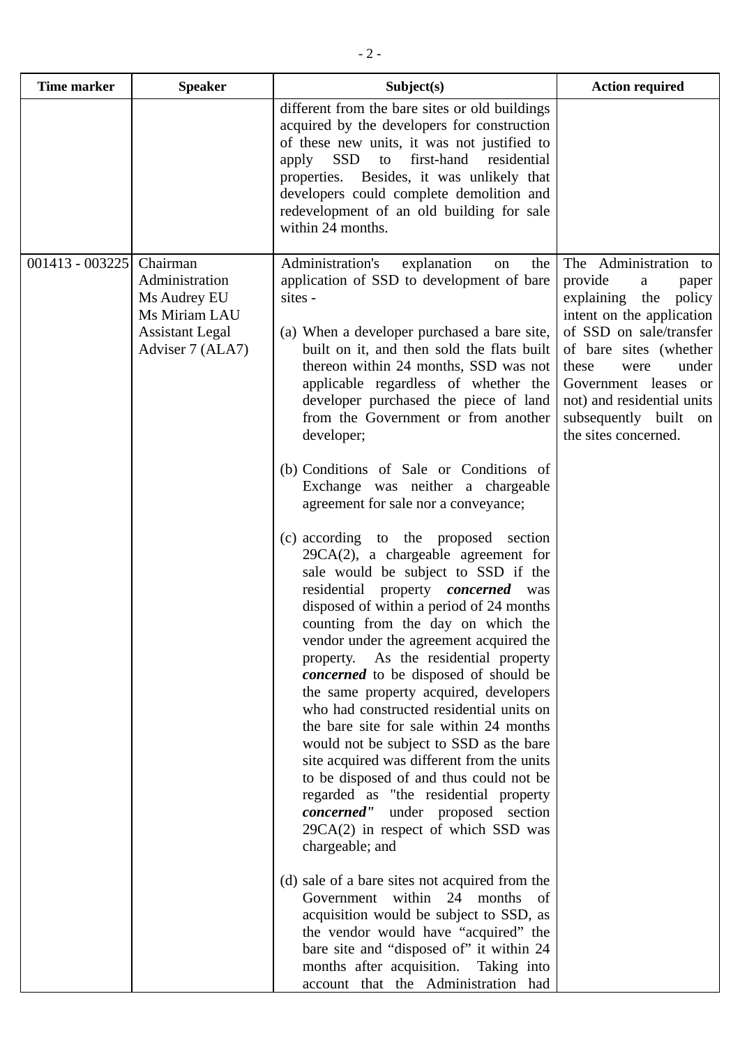| Time marker | Speaker | Subject(s) | Action required |
|---|---|---|---|
| | | different from the bare sites or old buildings acquired by the developers for construction of these new units, it was not justified to apply SSD to first-hand residential properties. Besides, it was unlikely that developers could complete demolition and redevelopment of an old building for sale within 24 months. | |
| 001413 - 003225 | Chairman<br>Administration<br>Ms Audrey EU<br>Ms Miriam LAU<br>Assistant Legal Adviser 7 (ALA7) | Administration's explanation on the application of SSD to development of bare sites -<br><br>(a) When a developer purchased a bare site, built on it, and then sold the flats built thereon within 24 months, SSD was not applicable regardless of whether the developer purchased the piece of land from the Government or from another developer;<br><br>(b) Conditions of Sale or Conditions of Exchange was neither a chargeable agreement for sale nor a conveyance;<br><br>(c) according to the proposed section 29CA(2), a chargeable agreement for sale would be subject to SSD if the residential property ***concerned*** was disposed of within a period of 24 months counting from the day on which the vendor under the agreement acquired the property. As the residential property ***concerned*** to be disposed of should be the same property acquired, developers who had constructed residential units on the bare site for sale within 24 months would not be subject to SSD as the bare site acquired was different from the units to be disposed of and thus could not be regarded as "the residential property ***concerned"*** under proposed section 29CA(2) in respect of which SSD was chargeable; and<br><br>(d) sale of a bare sites not acquired from the Government within 24 months of acquisition would be subject to SSD, as the vendor would have "acquired" the bare site and "disposed of" it within 24 months after acquisition. Taking into account that the Administration had | The Administration to provide a paper explaining the policy intent on the application of SSD on sale/transfer of bare sites (whether these were under Government leases or not) and residential units subsequently built on the sites concerned. |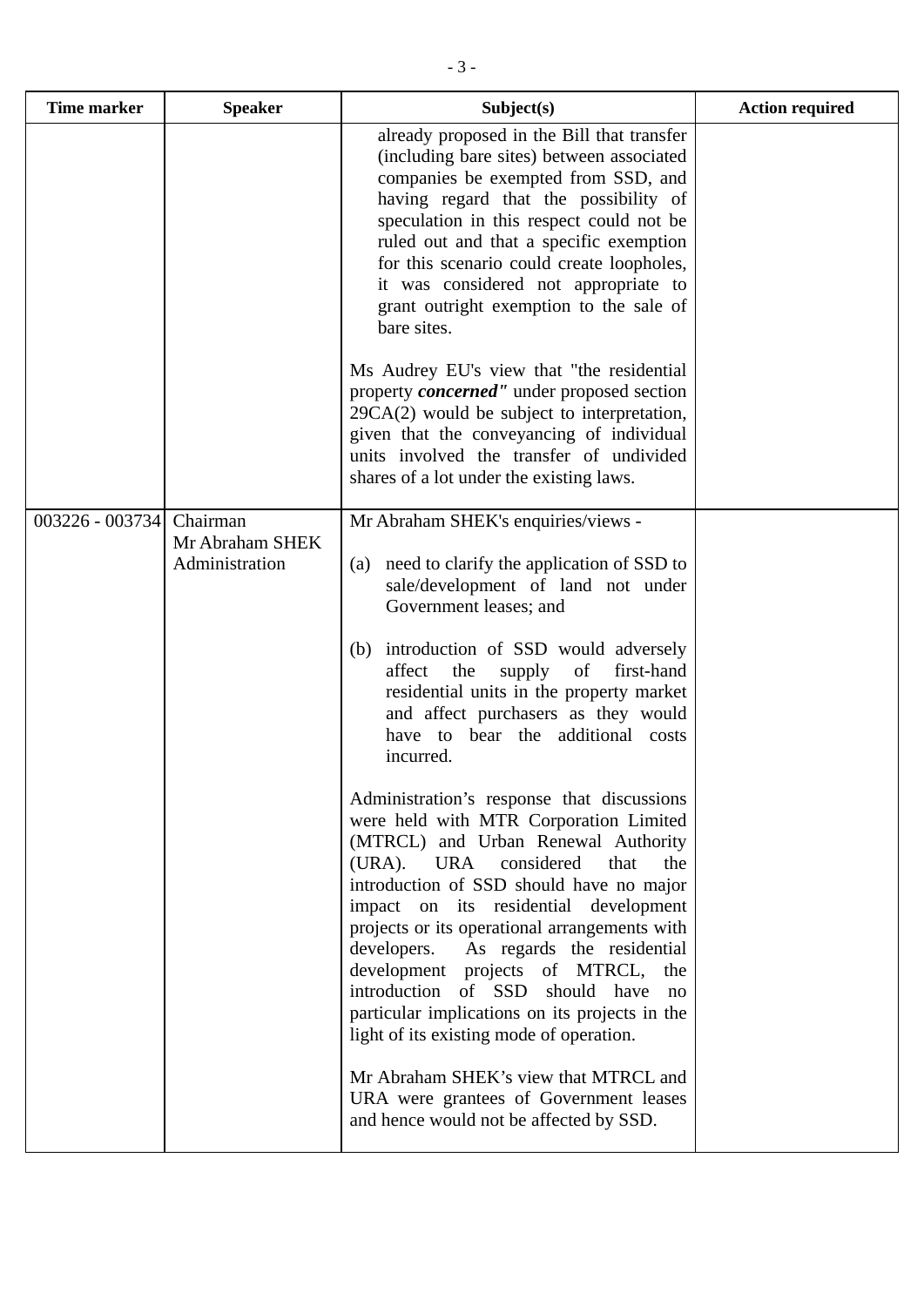| Time marker | Speaker | Subject(s) | Action required |
|---|---|---|---|
| | | already proposed in the Bill that transfer (including bare sites) between associated companies be exempted from SSD, and having regard that the possibility of speculation in this respect could not be ruled out and that a specific exemption for this scenario could create loopholes, it was considered not appropriate to grant outright exemption to the sale of bare sites.<br><br>Ms Audrey EU's view that "the residential property ***concerned"*** under proposed section 29CA(2) would be subject to interpretation, given that the conveyancing of individual units involved the transfer of undivided shares of a lot under the existing laws. | |
| 003226 - 003734 | Chairman<br>Mr Abraham SHEK<br>Administration | Mr Abraham SHEK's enquiries/views -<br><br>(a) need to clarify the application of SSD to sale/development of land not under Government leases; and<br><br>(b) introduction of SSD would adversely affect the supply of first-hand residential units in the property market and affect purchasers as they would have to bear the additional costs incurred.<br><br>Administration's response that discussions were held with MTR Corporation Limited (MTRCL) and Urban Renewal Authority (URA). URA considered that the introduction of SSD should have no major impact on its residential development projects or its operational arrangements with developers. As regards the residential development projects of MTRCL, the introduction of SSD should have no particular implications on its projects in the light of its existing mode of operation.<br><br>Mr Abraham SHEK's view that MTRCL and URA were grantees of Government leases and hence would not be affected by SSD. | |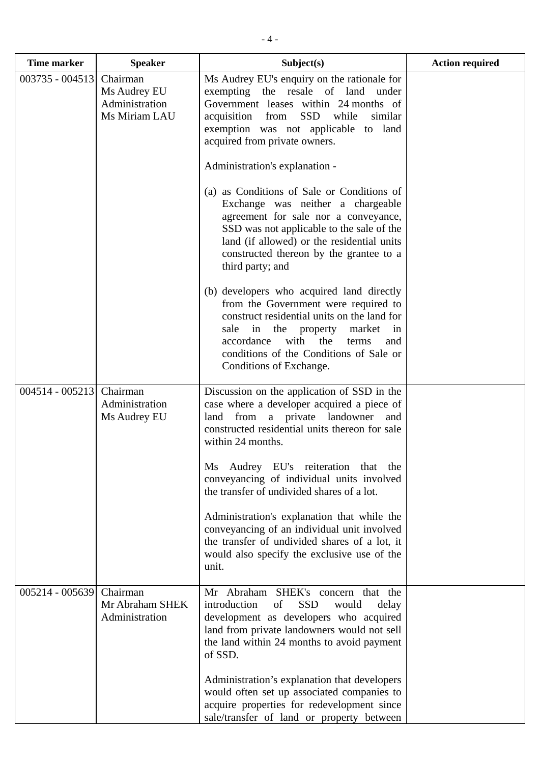| Time marker | Speaker | Subject(s) | Action required |
|---|---|---|---|
| 003735 - 004513 | Chairman<br>Ms Audrey EU<br>Administration<br>Ms Miriam LAU | Ms Audrey EU's enquiry on the rationale for exempting the resale of land under Government leases within 24 months of acquisition from SSD while similar exemption was not applicable to land acquired from private owners.<br><br>Administration's explanation -<br><br>(a) as Conditions of Sale or Conditions of Exchange was neither a chargeable agreement for sale nor a conveyance, SSD was not applicable to the sale of the land (if allowed) or the residential units constructed thereon by the grantee to a third party; and<br><br>(b) developers who acquired land directly from the Government were required to construct residential units on the land for sale in the property market in accordance with the terms and conditions of the Conditions of Sale or Conditions of Exchange. | |
| 004514 - 005213 | Chairman<br>Administration<br>Ms Audrey EU | Discussion on the application of SSD in the case where a developer acquired a piece of land from a private landowner and constructed residential units thereon for sale within 24 months.<br><br>Ms Audrey EU's reiteration that the conveyancing of individual units involved the transfer of undivided shares of a lot.<br><br>Administration's explanation that while the conveyancing of an individual unit involved the transfer of undivided shares of a lot, it would also specify the exclusive use of the unit. | |
| 005214 - 005639 | Chairman<br>Mr Abraham SHEK<br>Administration | Mr Abraham SHEK's concern that the introduction of SSD would delay development as developers who acquired land from private landowners would not sell the land within 24 months to avoid payment of SSD.<br><br>Administration's explanation that developers would often set up associated companies to acquire properties for redevelopment since sale/transfer of land or property between | |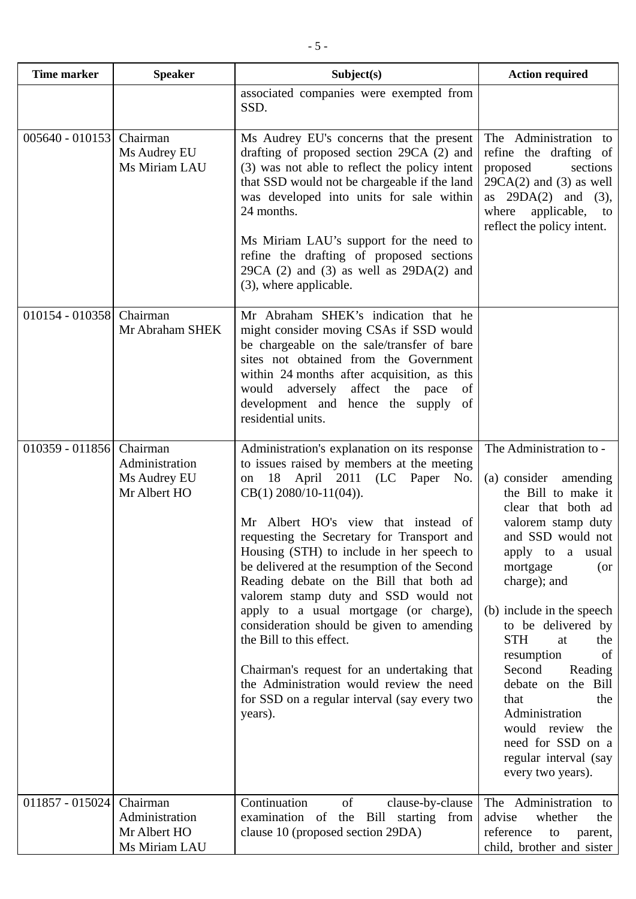| Time marker | Speaker | Subject(s) | Action required |
|---|---|---|---|
| | | associated companies were exempted from SSD. | |
| 005640 - 010153 | Chairman<br>Ms Audrey EU<br>Ms Miriam LAU | Ms Audrey EU's concerns that the present drafting of proposed section 29CA (2) and (3) was not able to reflect the policy intent that SSD would not be chargeable if the land was developed into units for sale within 24 months.<br><br>Ms Miriam LAU's support for the need to refine the drafting of proposed sections 29CA (2) and (3) as well as 29DA(2) and (3), where applicable. | The Administration to refine the drafting of proposed sections 29CA(2) and (3) as well as 29DA(2) and (3), where applicable, to reflect the policy intent. |
| 010154 - 010358 | Chairman<br>Mr Abraham SHEK | Mr Abraham SHEK's indication that he might consider moving CSAs if SSD would be chargeable on the sale/transfer of bare sites not obtained from the Government within 24 months after acquisition, as this would adversely affect the pace of development and hence the supply of residential units. | |
| 010359 - 011856 | Chairman<br>Administration<br>Ms Audrey EU<br>Mr Albert HO | Administration's explanation on its response to issues raised by members at the meeting on 18 April 2011 (LC Paper No. CB(1) 2080/10-11(04)).<br><br>Mr Albert HO's view that instead of requesting the Secretary for Transport and Housing (STH) to include in her speech to be delivered at the resumption of the Second Reading debate on the Bill that both ad valorem stamp duty and SSD would not apply to a usual mortgage (or charge), consideration should be given to amending the Bill to this effect.<br><br>Chairman's request for an undertaking that the Administration would review the need for SSD on a regular interval (say every two years). | The Administration to -<br><br>(a) consider amending the Bill to make it clear that both ad valorem stamp duty and SSD would not apply to a usual mortgage (or charge); and<br><br>(b) include in the speech to be delivered by STH at the resumption of Second Reading debate on the Bill that the Administration would review the need for SSD on a regular interval (say every two years). |
| 011857 - 015024 | Chairman<br>Administration<br>Mr Albert HO<br>Ms Miriam LAU | Continuation of clause-by-clause examination of the Bill starting from clause 10 (proposed section 29DA) | The Administration to advise whether the reference to parent, child, brother and sister |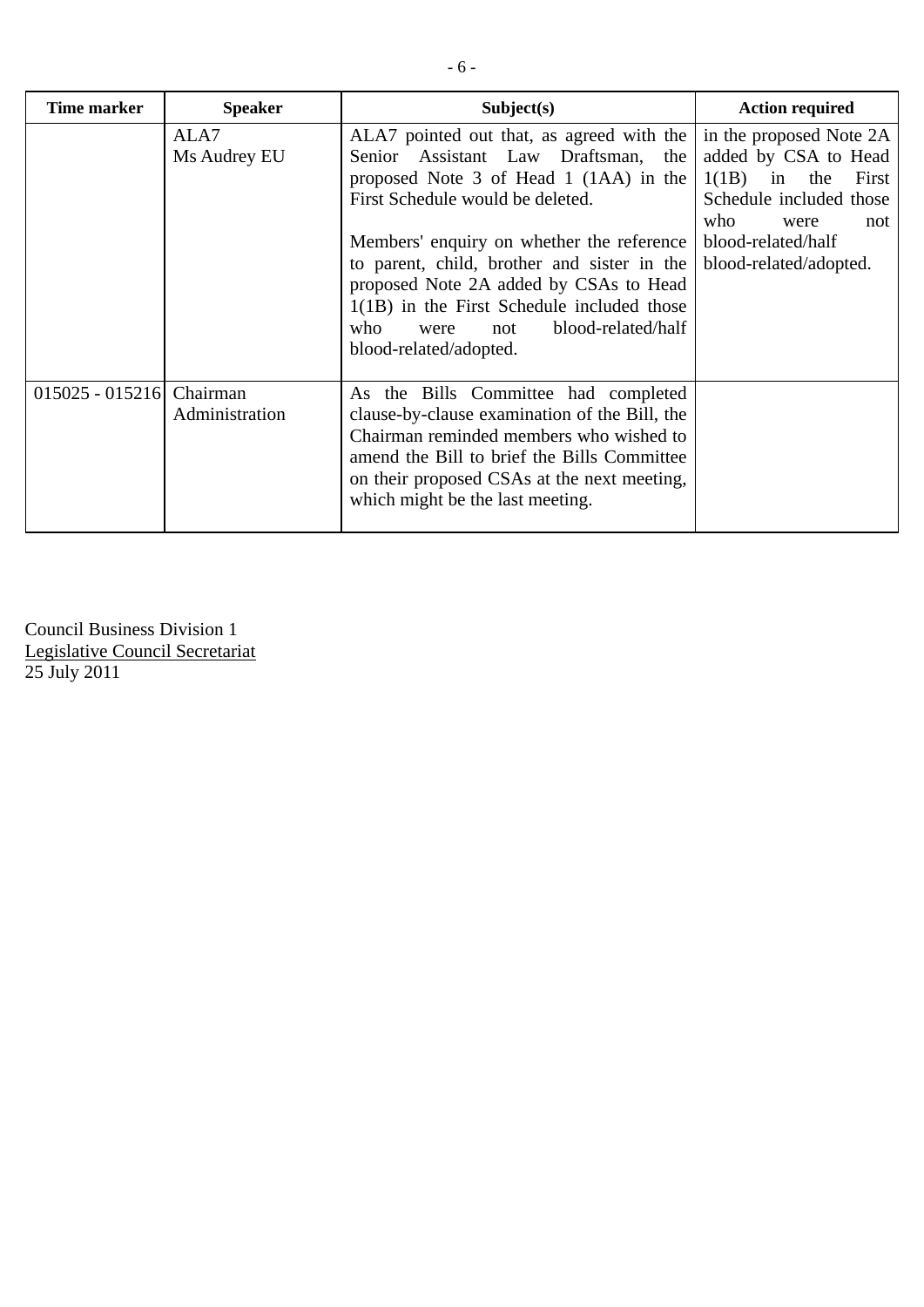| Time marker | Speaker | Subject(s) | Action required |
|---|---|---|---|
| | ALA7<br>Ms Audrey EU | ALA7 pointed out that, as agreed with the Senior Assistant Law Draftsman, the proposed Note 3 of Head 1 (1AA) in the First Schedule would be deleted.<br><br>Members' enquiry on whether the reference to parent, child, brother and sister in the proposed Note 2A added by CSAs to Head 1(1B) in the First Schedule included those who were not blood-related/half blood-related/adopted. | in the proposed Note 2A added by CSA to Head 1(1B) in the First Schedule included those who were not blood-related/half blood-related/adopted. |
| 015025 - 015216 | Chairman<br>Administration | As the Bills Committee had completed clause-by-clause examination of the Bill, the Chairman reminded members who wished to amend the Bill to brief the Bills Committee on their proposed CSAs at the next meeting, which might be the last meeting. | |

Council Business Division 1
Legislative Council Secretariat
25 July 2011